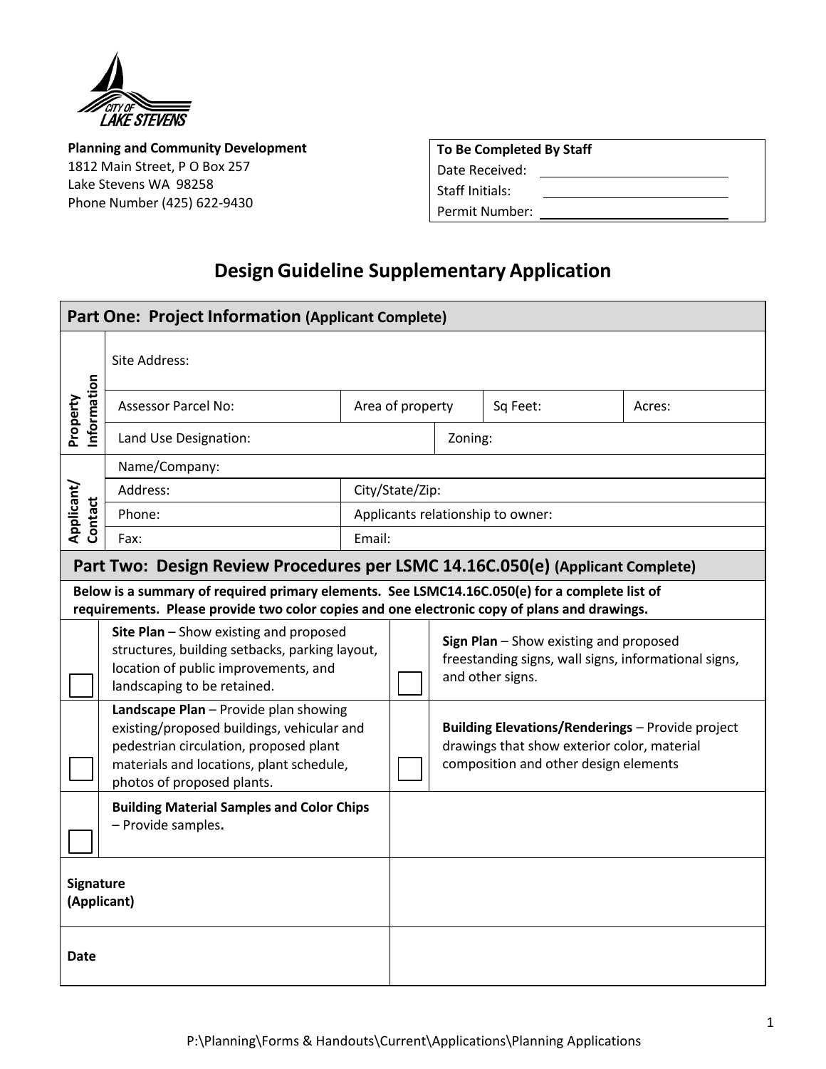**Planning and Community Development**
1812 Main Street, P O Box 257
Lake Stevens WA 98258
Phone Number (425) 622-9430

| To Be Completed By Staff |
| --- |
| Date Received: |
| Staff Initials: |
| Permit Number: |

# Design Guideline Supplementary Application

## Part One: Project Information (Applicant Complete)

| | | | | | |
| --- | --- | --- | --- | --- | --- |
| Property Information | Site Address: | | | | |
| | Assessor Parcel No: | Area of property | | Sq Feet: | Acres: |
| | Land Use Designation: | | Zoning: | | |
| Applicant/ Contact | Name/Company: | | | | |
| | Address: | City/State/Zip: | | | |
| | Phone: | Applicants relationship to owner: | | | |
| | Fax: | Email: | | | |

## Part Two: Design Review Procedures per LSMC 14.16C.050(e) (Applicant Complete)

**Below is a summary of required primary elements. See LSMC14.16C.050(e) for a complete list of requirements. Please provide two color copies and one electronic copy of plans and drawings.**

| | | | |
| --- | --- | --- | --- |
| ☐ | **Site Plan** – Show existing and proposed structures, building setbacks, parking layout, location of public improvements, and landscaping to be retained. | ☐ | **Sign Plan** – Show existing and proposed freestanding signs, wall signs, informational signs, and other signs. |
| ☐ | **Landscape Plan** – Provide plan showing existing/proposed buildings, vehicular and pedestrian circulation, proposed plant materials and locations, plant schedule, photos of proposed plants. | ☐ | **Building Elevations/Renderings** – Provide project drawings that show exterior color, material composition and other design elements |
| ☐ | **Building Material Samples and Color Chips** – Provide samples**.** | | |

| | |
| --- | --- |
| **Signature (Applicant)** | |
| **Date** | |

P:\Planning\Forms & Handouts\Current\Applications\Planning Applications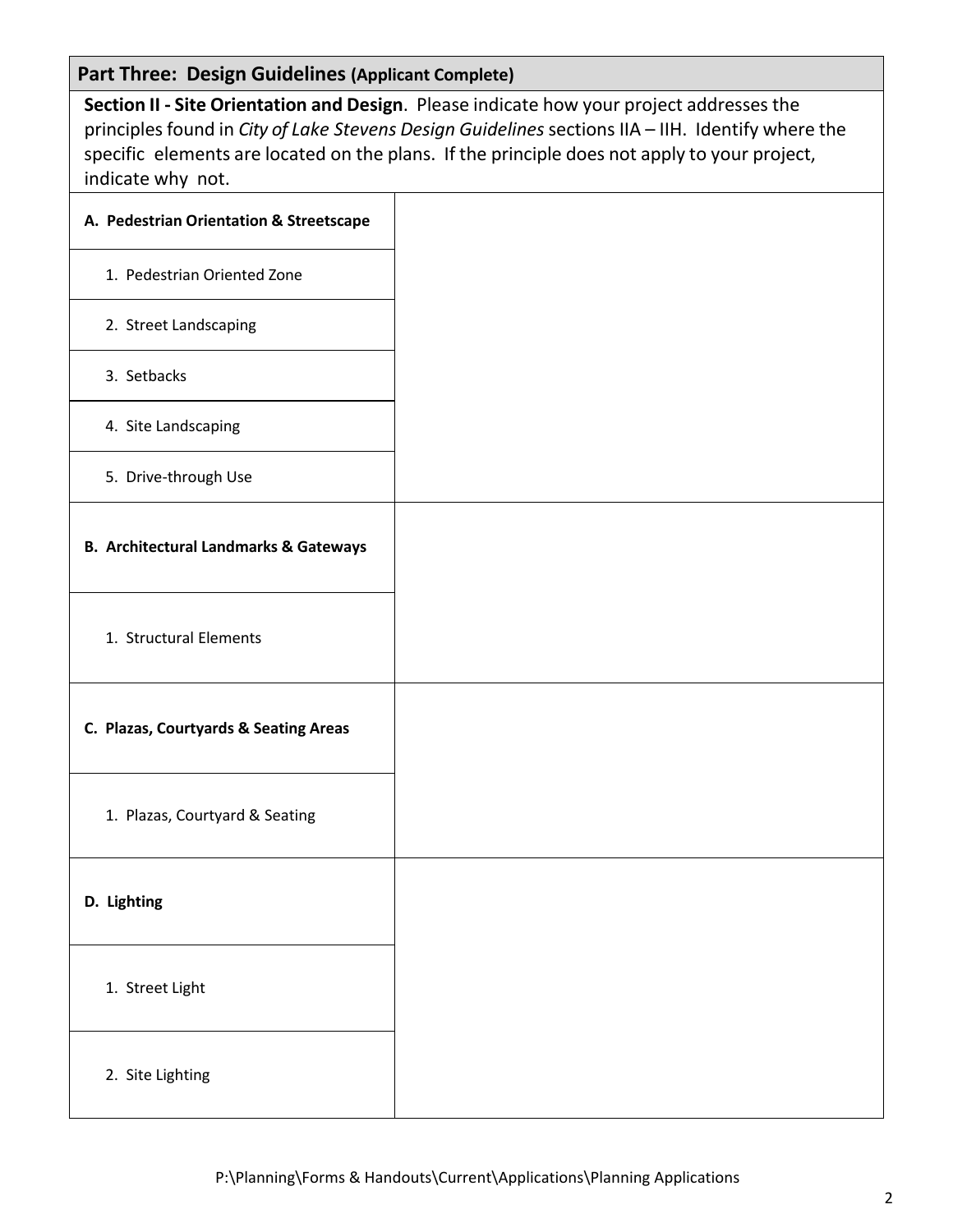## Part Three: Design Guidelines (Applicant Complete)

**Section II - Site Orientation and Design**. Please indicate how your project addresses the principles found in *City of Lake Stevens Design Guidelines* sections IIA – IIH. Identify where the specific elements are located on the plans. If the principle does not apply to your project, indicate why not.

| | |
|---|---|
| **A. Pedestrian Orientation & Streetscape** | |
| 1. Pedestrian Oriented Zone | |
| 2. Street Landscaping | |
| 3. Setbacks | |
| 4. Site Landscaping | |
| 5. Drive-through Use | |
| **B. Architectural Landmarks & Gateways** | |
| 1. Structural Elements | |
| **C. Plazas, Courtyards & Seating Areas** | |
| 1. Plazas, Courtyard & Seating | |
| **D. Lighting** | |
| 1. Street Light | |
| 2. Site Lighting | |

P:\Planning\Forms & Handouts\Current\Applications\Planning Applications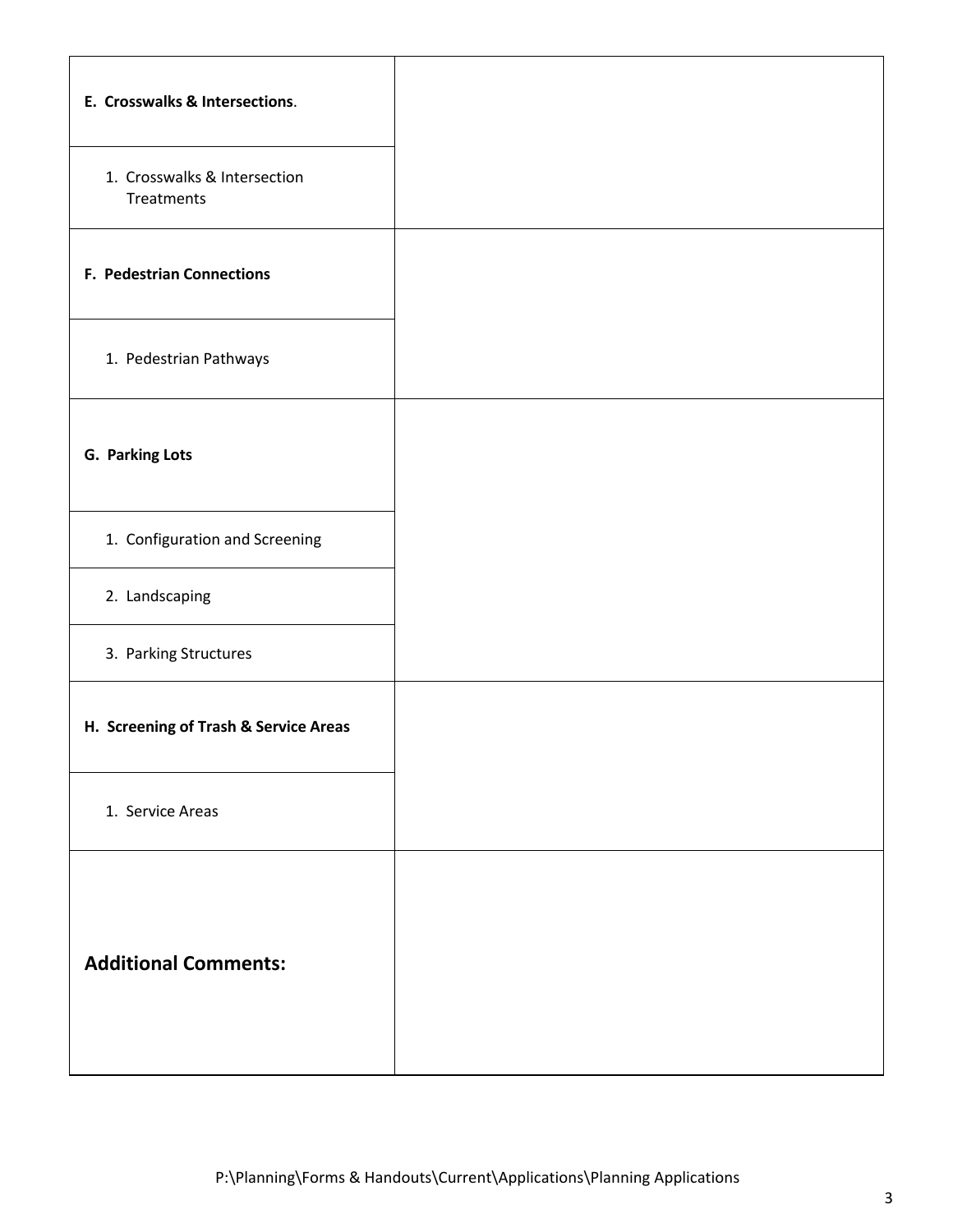| | |
|---|---|
| **E. Crosswalks & Intersections**. | |
| 1. Crosswalks & Intersection Treatments | |
| **F. Pedestrian Connections** | |
| 1. Pedestrian Pathways | |
| **G. Parking Lots** | |
| 1. Configuration and Screening | |
| 2. Landscaping | |
| 3. Parking Structures | |
| **H. Screening of Trash & Service Areas** | |
| 1. Service Areas | |
| **Additional Comments:** | |

P:\Planning\Forms & Handouts\Current\Applications\Planning Applications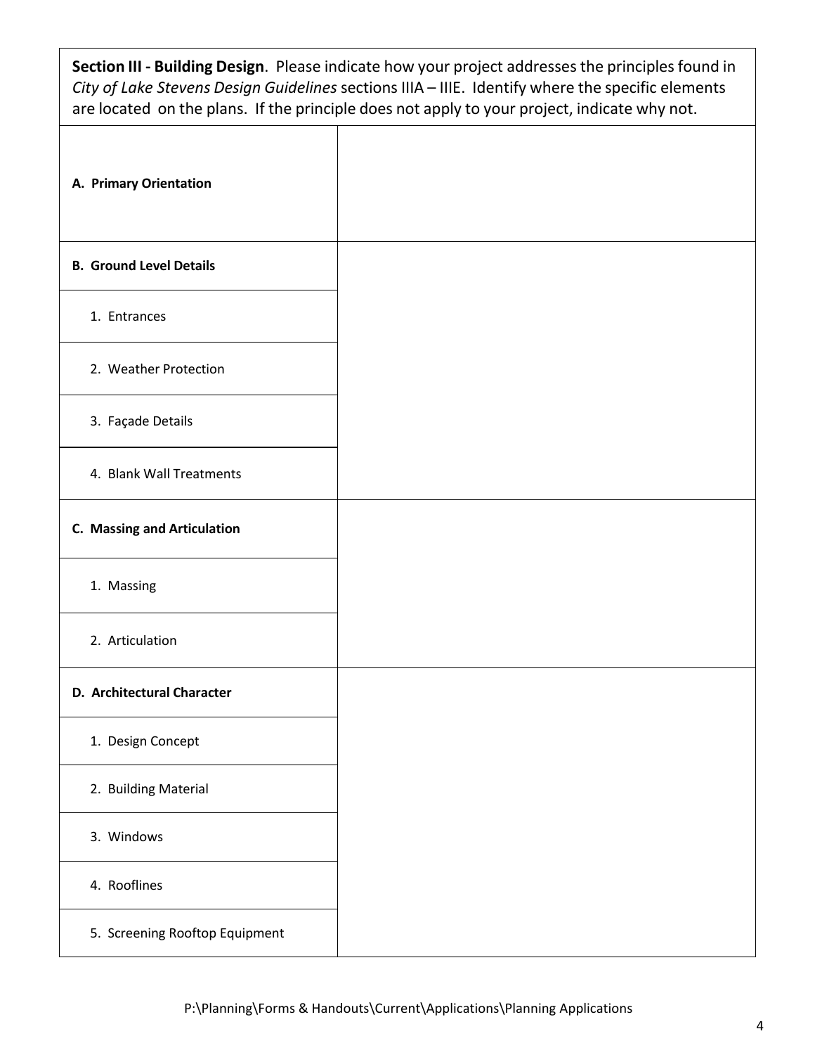**Section III - Building Design**. Please indicate how your project addresses the principles found in *City of Lake Stevens Design Guidelines* sections IIIA – IIIE. Identify where the specific elements are located on the plans. If the principle does not apply to your project, indicate why not.

| | |
|---|---|
| **A. Primary Orientation** | |
| **B. Ground Level Details** | |
| 1. Entrances | |
| 2. Weather Protection | |
| 3. Façade Details | |
| 4. Blank Wall Treatments | |
| **C. Massing and Articulation** | |
| 1. Massing | |
| 2. Articulation | |
| **D. Architectural Character** | |
| 1. Design Concept | |
| 2. Building Material | |
| 3. Windows | |
| 4. Rooflines | |
| 5. Screening Rooftop Equipment | |

P:\Planning\Forms & Handouts\Current\Applications\Planning Applications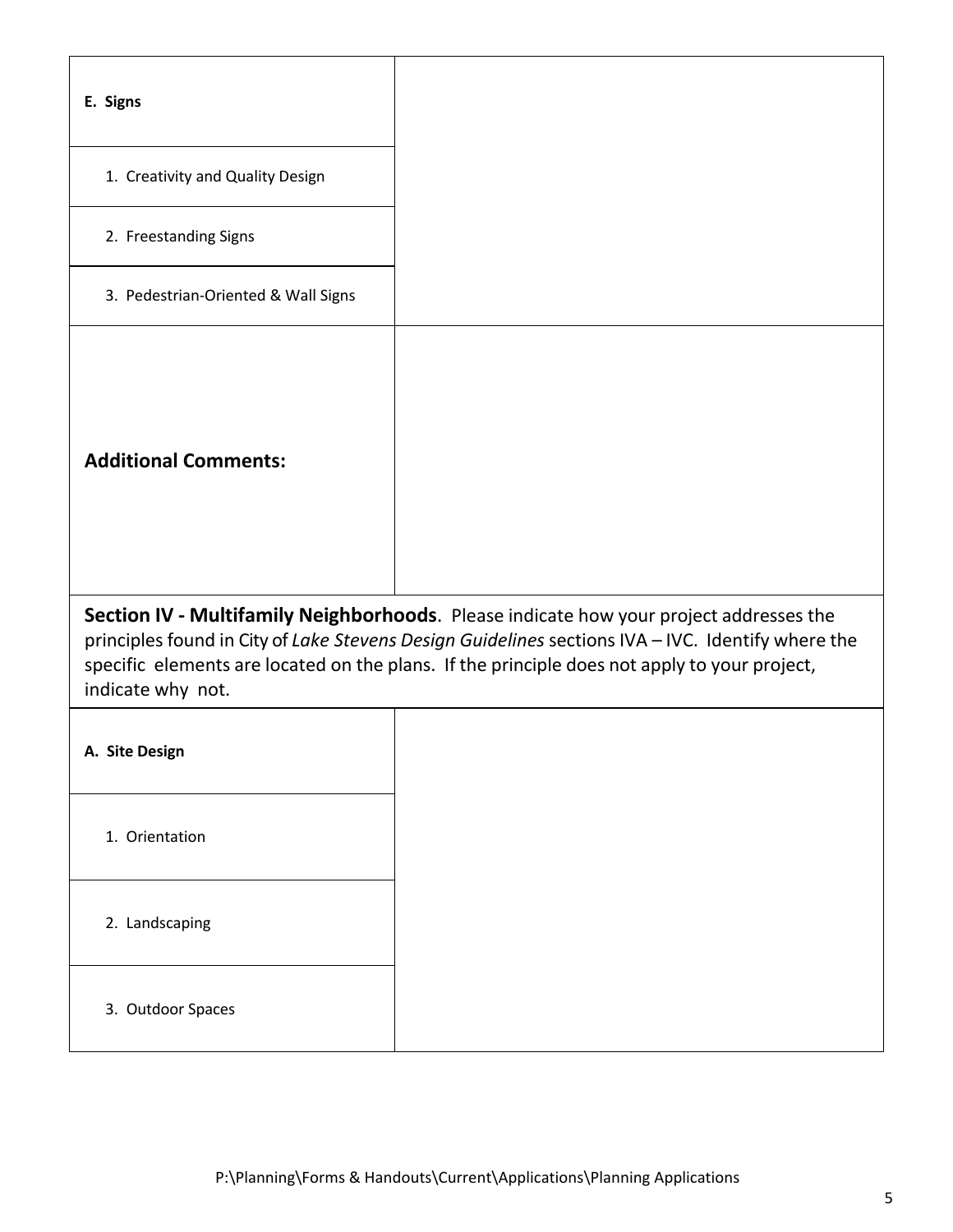| **E. Signs** | |
|---|---|
| 1. Creativity and Quality Design | |
| 2. Freestanding Signs | |
| 3. Pedestrian-Oriented & Wall Signs | |
| **Additional Comments:** | |

**Section IV - Multifamily Neighborhoods**. Please indicate how your project addresses the principles found in City of *Lake Stevens Design Guidelines* sections IVA – IVC. Identify where the specific elements are located on the plans. If the principle does not apply to your project, indicate why not.

| **A. Site Design** | |
|---|---|
| 1. Orientation | |
| 2. Landscaping | |
| 3. Outdoor Spaces | |

P:\Planning\Forms & Handouts\Current\Applications\Planning Applications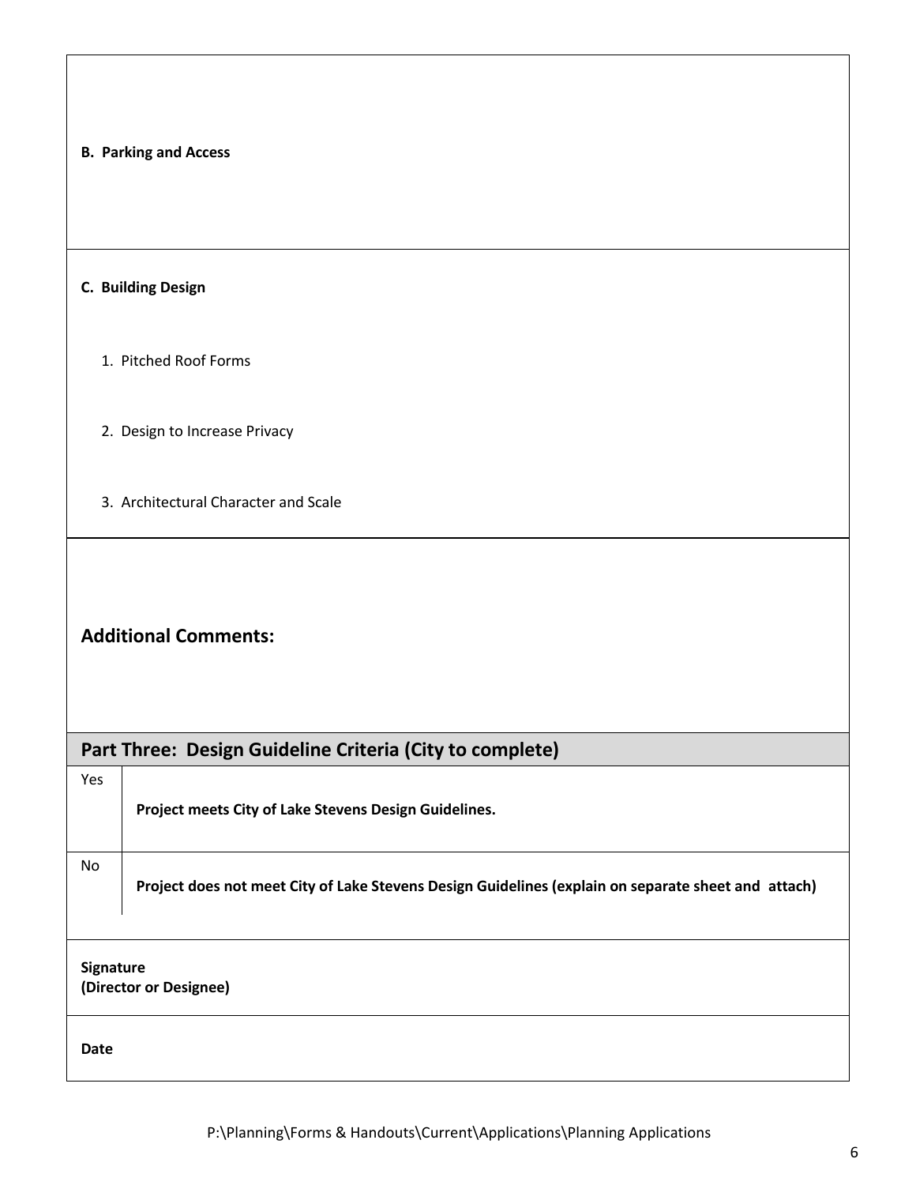**B. Parking and Access**

**C. Building Design**

1. Pitched Roof Forms
2. Design to Increase Privacy
3. Architectural Character and Scale

## Additional Comments:

## Part Three: Design Guideline Criteria (City to complete)

| | |
|---|---|
| Yes | **Project meets City of Lake Stevens Design Guidelines.** |
| No | **Project does not meet City of Lake Stevens Design Guidelines (explain on separate sheet and attach)** |

**Signature**
**(Director or Designee)**

**Date**

P:\Planning\Forms & Handouts\Current\Applications\Planning Applications